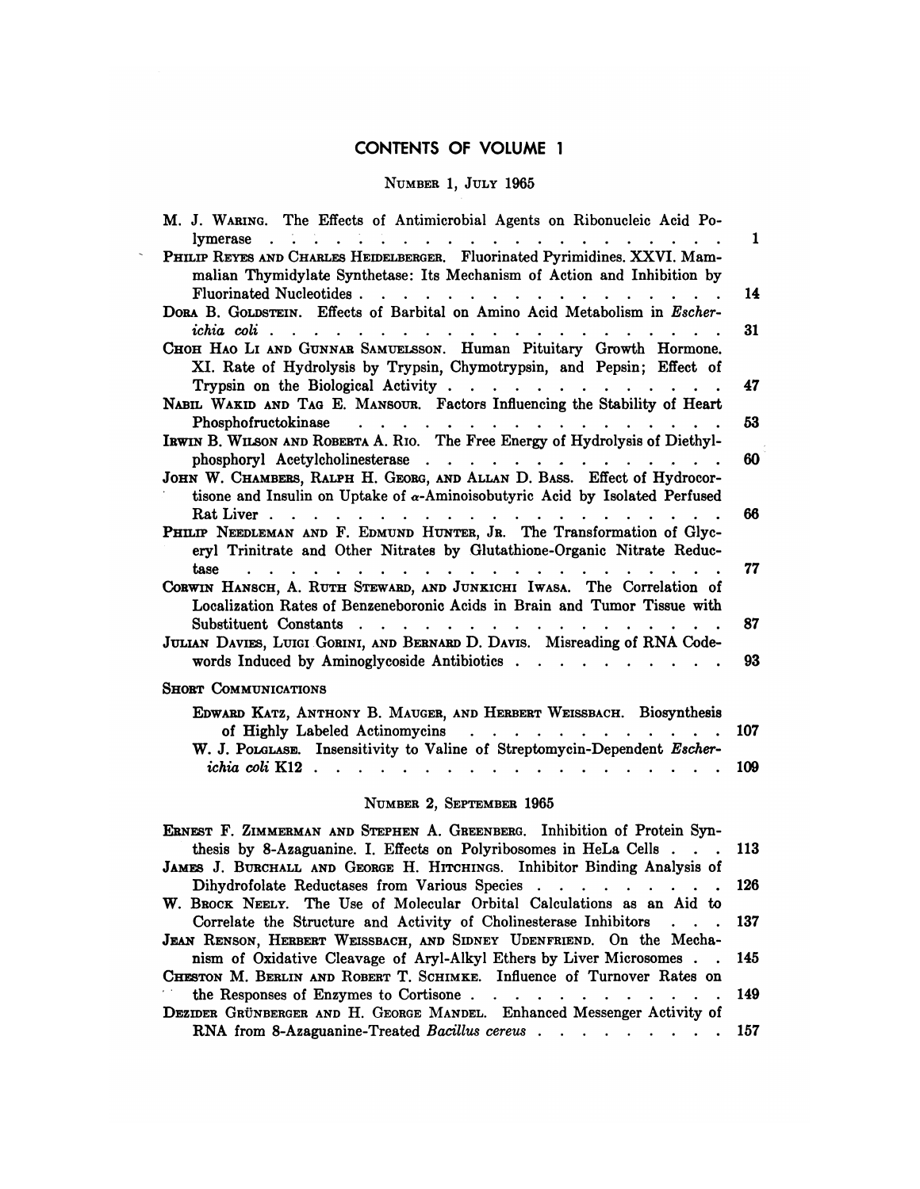## CONTENTS OF VOLUME 1

### Number 1, July 1965

M. J. Waring. The Effects of Antimicrobial Agents on Ribonucleic Acid Polymerase . . . 1

Philip Reyes and Charles Heidelberger. Fluorinated Pyrimidines. XXVI. Mammalian Thymidylate Synthetase: Its Mechanism of Action and Inhibition by Fluorinated Nucleotides . . . 14

Dora B. Goldstein. Effects of Barbital on Amino Acid Metabolism in *Escherichia coli* . . . 31

Choh Hao Li and Gunnar Samuelsson. Human Pituitary Growth Hormone. XI. Rate of Hydrolysis by Trypsin, Chymotrypsin, and Pepsin; Effect of Trypsin on the Biological Activity . . . 47

Nabil Wakid and Tag E. Mansour. Factors Influencing the Stability of Heart Phosphofructokinase . . . 53

Irwin B. Wilson and Roberta A. Rio. The Free Energy of Hydrolysis of Diethylphosphoryl Acetylcholinesterase . . . 60

John W. Chambers, Ralph H. Georg, and Allan D. Bass. Effect of Hydrocortisone and Insulin on Uptake of $\alpha$-Aminoisobutyric Acid by Isolated Perfused Rat Liver . . . 66

Philip Needleman and F. Edmund Hunter, Jr. The Transformation of Glyceryl Trinitrate and Other Nitrates by Glutathione-Organic Nitrate Reductase . . . 77

Corwin Hansch, A. Ruth Steward, and Junkichi Iwasa. The Correlation of Localization Rates of Benzeneboronic Acids in Brain and Tumor Tissue with Substituent Constants . . . 87

Julian Davies, Luigi Gorini, and Bernard D. Davis. Misreading of RNA Codewords Induced by Aminoglycoside Antibiotics . . . 93

#### Short Communications

Edward Katz, Anthony B. Mauger, and Herbert Weissbach. Biosynthesis of Highly Labeled Actinomycins . . . 107

W. J. Polglase. Insensitivity to Valine of Streptomycin-Dependent *Escherichia coli* K12 . . . 109

### Number 2, September 1965

Ernest F. Zimmerman and Stephen A. Greenberg. Inhibition of Protein Synthesis by 8-Azaguanine. I. Effects on Polyribosomes in HeLa Cells . . . 113

James J. Burchall and George H. Hitchings. Inhibitor Binding Analysis of Dihydrofolate Reductases from Various Species . . . 126

W. Brock Neely. The Use of Molecular Orbital Calculations as an Aid to Correlate the Structure and Activity of Cholinesterase Inhibitors . . . 137

Jean Renson, Herbert Weissbach, and Sidney Udenfriend. On the Mechanism of Oxidative Cleavage of Aryl-Alkyl Ethers by Liver Microsomes . . . 145

Cheston M. Berlin and Robert T. Schimke. Influence of Turnover Rates on the Responses of Enzymes to Cortisone . . . 149

Dezider Grünberger and H. George Mandel. Enhanced Messenger Activity of RNA from 8-Azaguanine-Treated *Bacillus cereus* . . . 157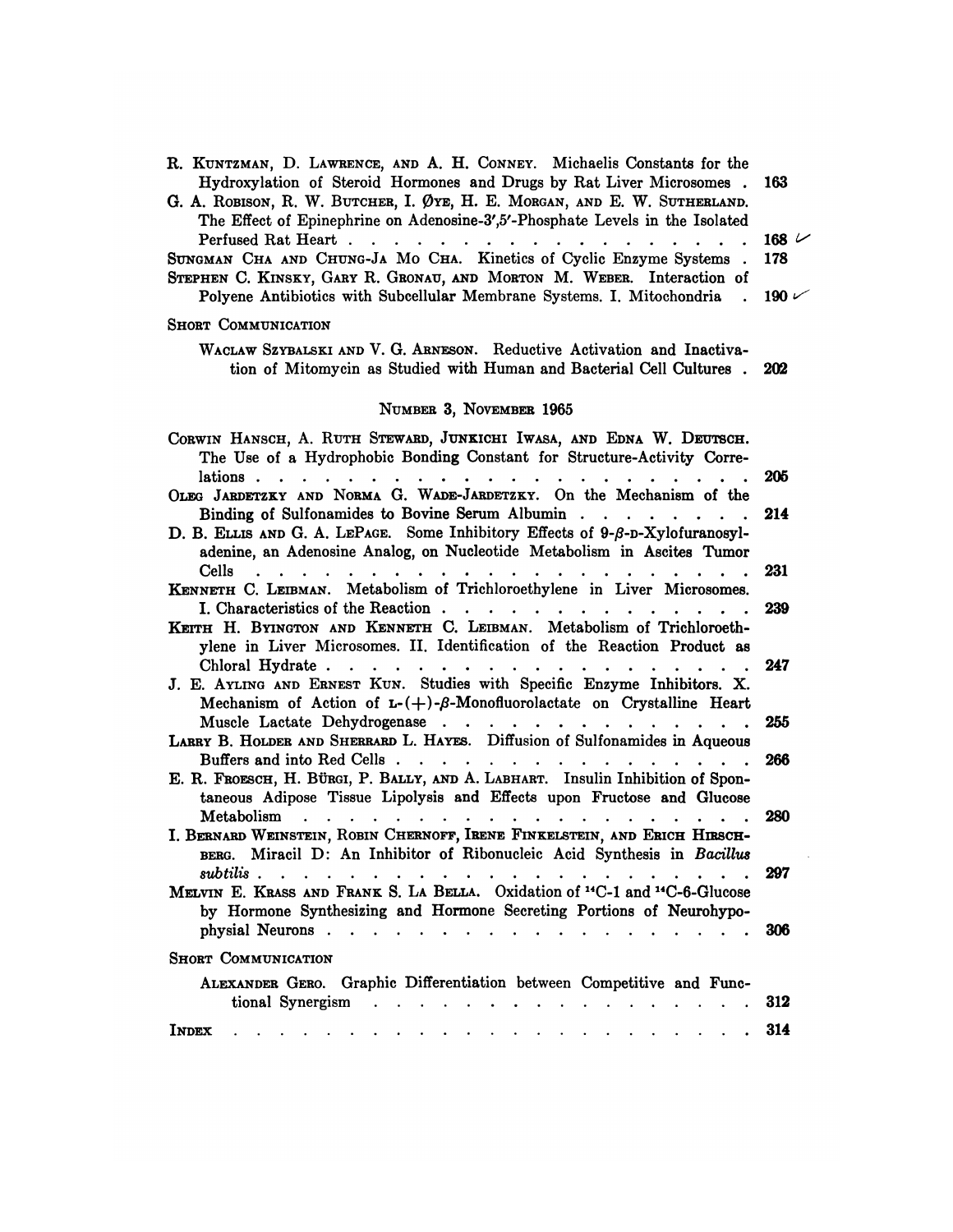R. KUNTZMAN, D. LAWRENCE, AND A. H. CONNEY. Michaelis Constants for the Hydroxylation of Steroid Hormones and Drugs by Rat Liver Microsomes . 163

G. A. ROBISON, R. W. BUTCHER, I. ØYE, H. E. MORGAN, AND E. W. SUTHERLAND. The Effect of Epinephrine on Adenosine-3′,5′-Phosphate Levels in the Isolated Perfused Rat Heart . . . . . . . . . . . . . . . . . . 168 ✓

SUNGMAN CHA AND CHUNG-JA MO CHA. Kinetics of Cyclic Enzyme Systems . 178

STEPHEN C. KINSKY, GARY R. GRONAU, AND MORTON M. WEBER. Interaction of Polyene Antibiotics with Subcellular Membrane Systems. I. Mitochondria . 190 ✓

SHORT COMMUNICATION

WACLAW SZYBALSKI AND V. G. ARNESON. Reductive Activation and Inactivation of Mitomycin as Studied with Human and Bacterial Cell Cultures . 202

## NUMBER 3, NOVEMBER 1965

CORWIN HANSCH, A. RUTH STEWARD, JUNKICHI IWASA, AND EDNA W. DEUTSCH. The Use of a Hydrophobic Bonding Constant for Structure-Activity Correlations . . . . . . . . . . . . . . . . . . . . . . 205

OLEG JARDETZKY AND NORMA G. WADE-JARDETZKY. On the Mechanism of the Binding of Sulfonamides to Bovine Serum Albumin . . . . . . . . 214

D. B. ELLIS AND G. A. LEPAGE. Some Inhibitory Effects of 9-β-D-Xylofuranosyladenine, an Adenosine Analog, on Nucleotide Metabolism in Ascites Tumor Cells . . . . . . . . . . . . . . . . . . . . . . 231

KENNETH C. LEIBMAN. Metabolism of Trichloroethylene in Liver Microsomes. I. Characteristics of the Reaction . . . . . . . . . . . . . . 239

KEITH H. BYINGTON AND KENNETH C. LEIBMAN. Metabolism of Trichloroethylene in Liver Microsomes. II. Identification of the Reaction Product as Chloral Hydrate . . . . . . . . . . . . . . . . . . . . 247

J. E. AYLING AND ERNEST KUN. Studies with Specific Enzyme Inhibitors. X. Mechanism of Action of L-(+)-β-Monofluorolactate on Crystalline Heart Muscle Lactate Dehydrogenase . . . . . . . . . . . . . . 255

LARRY B. HOLDER AND SHERRARD L. HAYES. Diffusion of Sulfonamides in Aqueous Buffers and into Red Cells . . . . . . . . . . . . . . . 266

E. R. FROESCH, H. BÜRGI, P. BALLY, AND A. LABHART. Insulin Inhibition of Spontaneous Adipose Tissue Lipolysis and Effects upon Fructose and Glucose Metabolism . . . . . . . . . . . . . . . . . . . . . 280

I. BERNARD WEINSTEIN, ROBIN CHERNOFF, IRENE FINKELSTEIN, AND ERICH HIRSCHBERG. Miracil D: An Inhibitor of Ribonucleic Acid Synthesis in *Bacillus subtilis* . . . . . . . . . . . . . . . . . . . . . . 297

MELVIN E. KRASS AND FRANK S. LA BELLA. Oxidation of $^{14}$C-1 and $^{14}$C-6-Glucose by Hormone Synthesizing and Hormone Secreting Portions of Neurohypophysial Neurons . . . . . . . . . . . . . . . . . . . . 306

SHORT COMMUNICATION

ALEXANDER GERO. Graphic Differentiation between Competitive and Functional Synergism . . . . . . . . . . . . . . . . . . . 312

INDEX . . . . . . . . . . . . . . . . . . . . . . . . 314